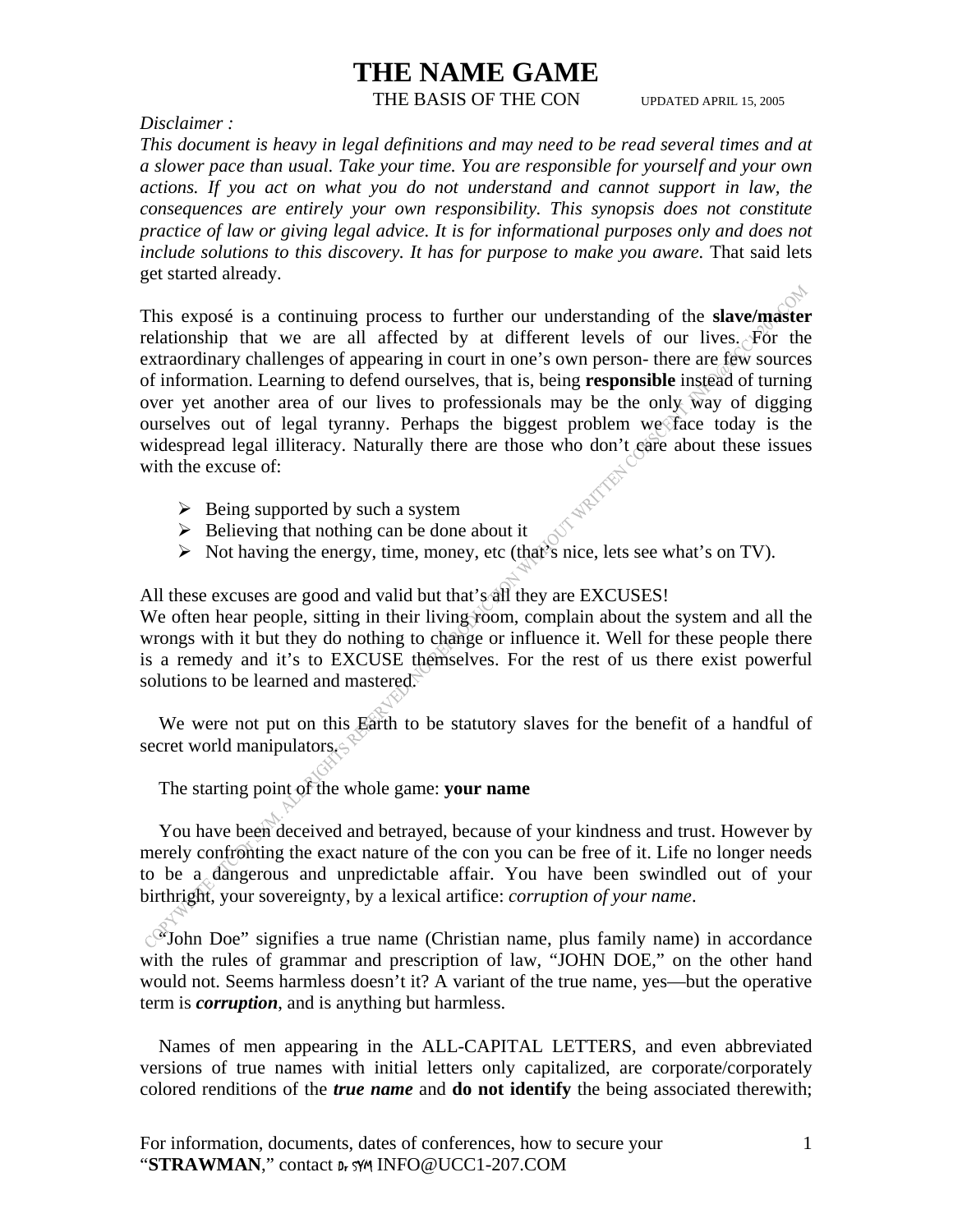# THE NAME GAME

THE BASIS OF THE CON UPDATED APRIL 15, 2005

*Disclaimer :*

*This document is heavy in legal definitions and may need to be read several times and at a slower pace than usual. Take your time. You are responsible for yourself and your own actions. If you act on what you do not understand and cannot support in law, the consequences are entirely your own responsibility. This synopsis does not constitute practice of law or giving legal advice. It is for informational purposes only and does not include solutions to this discovery. It has for purpose to make you aware.* That said lets get started already.

This exposé is a continuing process to further our understanding of the **slave/master** relationship that we are all affected by at different levels of our lives. For the extraordinary challenges of appearing in court in one's own person- there are few sources of information. Learning to defend ourselves, that is, being **responsible** instead of turning over yet another area of our lives to professionals may be the only way of digging ourselves out of legal tyranny. Perhaps the biggest problem we face today is the widespread legal illiteracy. Naturally there are those who don't care about these issues with the excuse of:

- Being supported by such a system
- Believing that nothing can be done about it
- Not having the energy, time, money, etc (that's nice, lets see what's on TV).

All these excuses are good and valid but that's all they are EXCUSES!
We often hear people, sitting in their living room, complain about the system and all the wrongs with it but they do nothing to change or influence it. Well for these people there is a remedy and it's to EXCUSE themselves. For the rest of us there exist powerful solutions to be learned and mastered.

We were not put on this Earth to be statutory slaves for the benefit of a handful of secret world manipulators.

The starting point of the whole game: **your name**

You have been deceived and betrayed, because of your kindness and trust. However by merely confronting the exact nature of the con you can be free of it. Life no longer needs to be a dangerous and unpredictable affair. You have been swindled out of your birthright, your sovereignty, by a lexical artifice: *corruption of your name*.

"John Doe" signifies a true name (Christian name, plus family name) in accordance with the rules of grammar and prescription of law, "JOHN DOE," on the other hand would not. Seems harmless doesn't it? A variant of the true name, yes—but the operative term is ***corruption***, and is anything but harmless.

Names of men appearing in the ALL-CAPITAL LETTERS, and even abbreviated versions of true names with initial letters only capitalized, are corporate/corporately colored renditions of the ***true name*** and **do not identify** the being associated therewith;

For information, documents, dates of conferences, how to secure your "**STRAWMAN**," contact Dr SYM INFO@UCC1-207.COM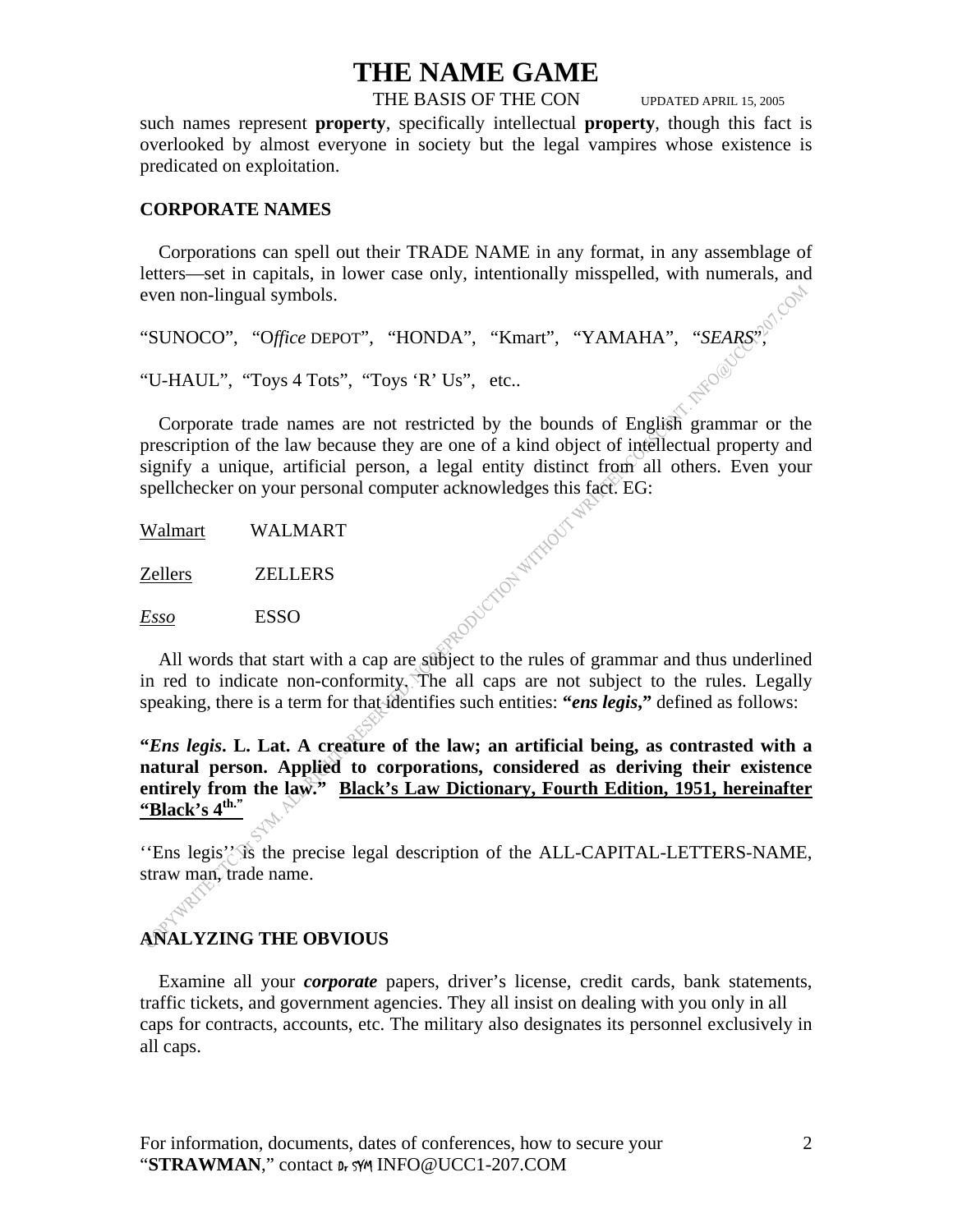such names represent **property**, specifically intellectual **property**, though this fact is overlooked by almost everyone in society but the legal vampires whose existence is predicated on exploitation.

**CORPORATE NAMES**

Corporations can spell out their TRADE NAME in any format, in any assemblage of letters—set in capitals, in lower case only, intentionally misspelled, with numerals, and even non-lingual symbols.

"SUNOCO", "O*ffice* DEPOT", "HONDA", "Kmart", "YAMAHA", "*SEARS*",

"U-HAUL", "Toys 4 Tots", "Toys 'R' Us", etc..

Corporate trade names are not restricted by the bounds of English grammar or the prescription of the law because they are one of a kind object of intellectual property and signify a unique, artificial person, a legal entity distinct from all others. Even your spellchecker on your personal computer acknowledges this fact. EG:

<u>Walmart</u>  WALMART

<u>Zellers</u>  ZELLERS

<u>*Esso*</u>  ESSO

All words that start with a cap are subject to the rules of grammar and thus underlined in red to indicate non-conformity. The all caps are not subject to the rules. Legally speaking, there is a term for that identifies such entities: ***"ens legis,"*** defined as follows:

**"*Ens legis*. L. Lat. A creature of the law; an artificial being, as contrasted with a natural person. Applied to corporations, considered as deriving their existence entirely from the law." <u>Black's Law Dictionary, Fourth Edition, 1951, hereinafter "Black's 4th."</u>**

''Ens legis'' is the precise legal description of the ALL-CAPITAL-LETTERS-NAME, straw man, trade name.

**ANALYZING THE OBVIOUS**

Examine all your ***corporate*** papers, driver's license, credit cards, bank statements, traffic tickets, and government agencies. They all insist on dealing with you only in all caps for contracts, accounts, etc. The military also designates its personnel exclusively in all caps.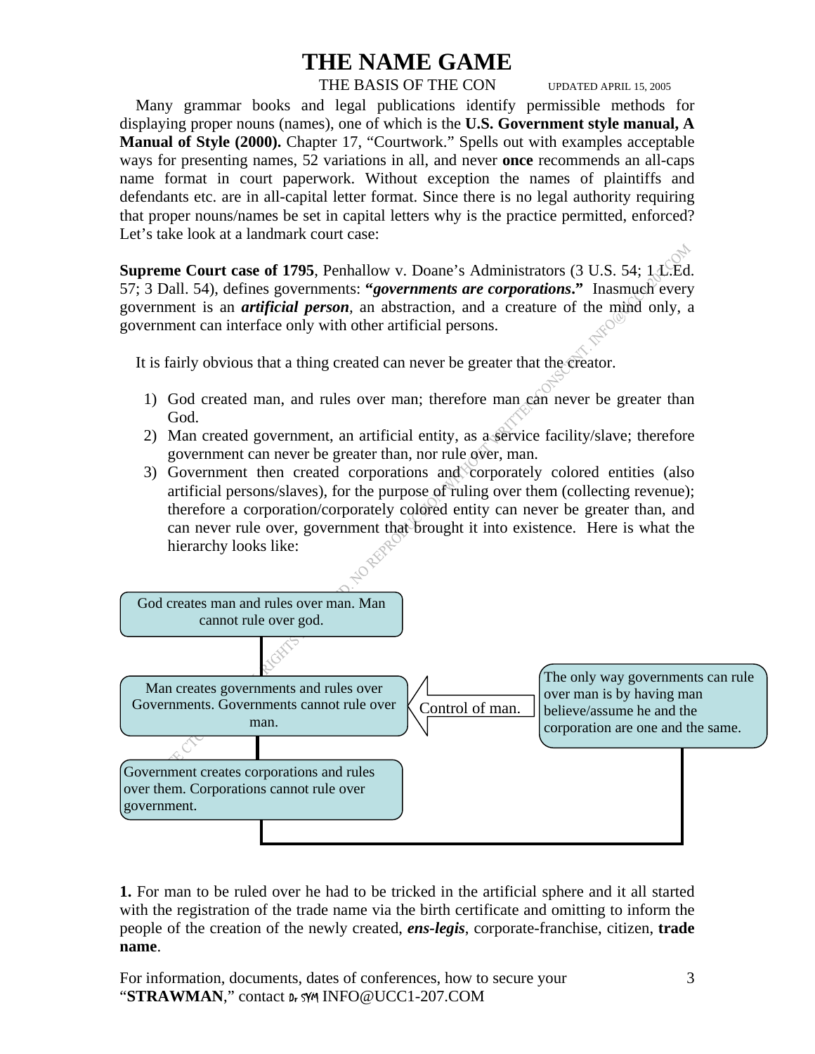# THE NAME GAME

THE BASIS OF THE CON UPDATED APRIL 15, 2005

Many grammar books and legal publications identify permissible methods for displaying proper nouns (names), one of which is the **U.S. Government style manual, A Manual of Style (2000).** Chapter 17, "Courtwork." Spells out with examples acceptable ways for presenting names, 52 variations in all, and never **once** recommends an all-caps name format in court paperwork. Without exception the names of plaintiffs and defendants etc. are in all-capital letter format. Since there is no legal authority requiring that proper nouns/names be set in capital letters why is the practice permitted, enforced? Let's take look at a landmark court case:

**Supreme Court case of 1795**, Penhallow v. Doane's Administrators (3 U.S. 54; 1 L.Ed. 57; 3 Dall. 54), defines governments: ***"governments are corporations."*** Inasmuch every government is an ***artificial person***, an abstraction, and a creature of the mind only, a government can interface only with other artificial persons.

It is fairly obvious that a thing created can never be greater that the creator.

1) God created man, and rules over man; therefore man can never be greater than God.
2) Man created government, an artificial entity, as a service facility/slave; therefore government can never be greater than, nor rule over, man.
3) Government then created corporations and corporately colored entities (also artificial persons/slaves), for the purpose of ruling over them (collecting revenue); therefore a corporation/corporately colored entity can never be greater than, and can never rule over, government that brought it into existence. Here is what the hierarchy looks like:

God creates man and rules over man. Man cannot rule over god.

Man creates governments and rules over Governments. Governments cannot rule over man.

Control of man.

The only way governments can rule over man is by having man believe/assume he and the corporation are one and the same.

Government creates corporations and rules over them. Corporations cannot rule over government.

**1.** For man to be ruled over he had to be tricked in the artificial sphere and it all started with the registration of the trade name via the birth certificate and omitting to inform the people of the creation of the newly created, ***ens-legis***, corporate-franchise, citizen, **trade name**.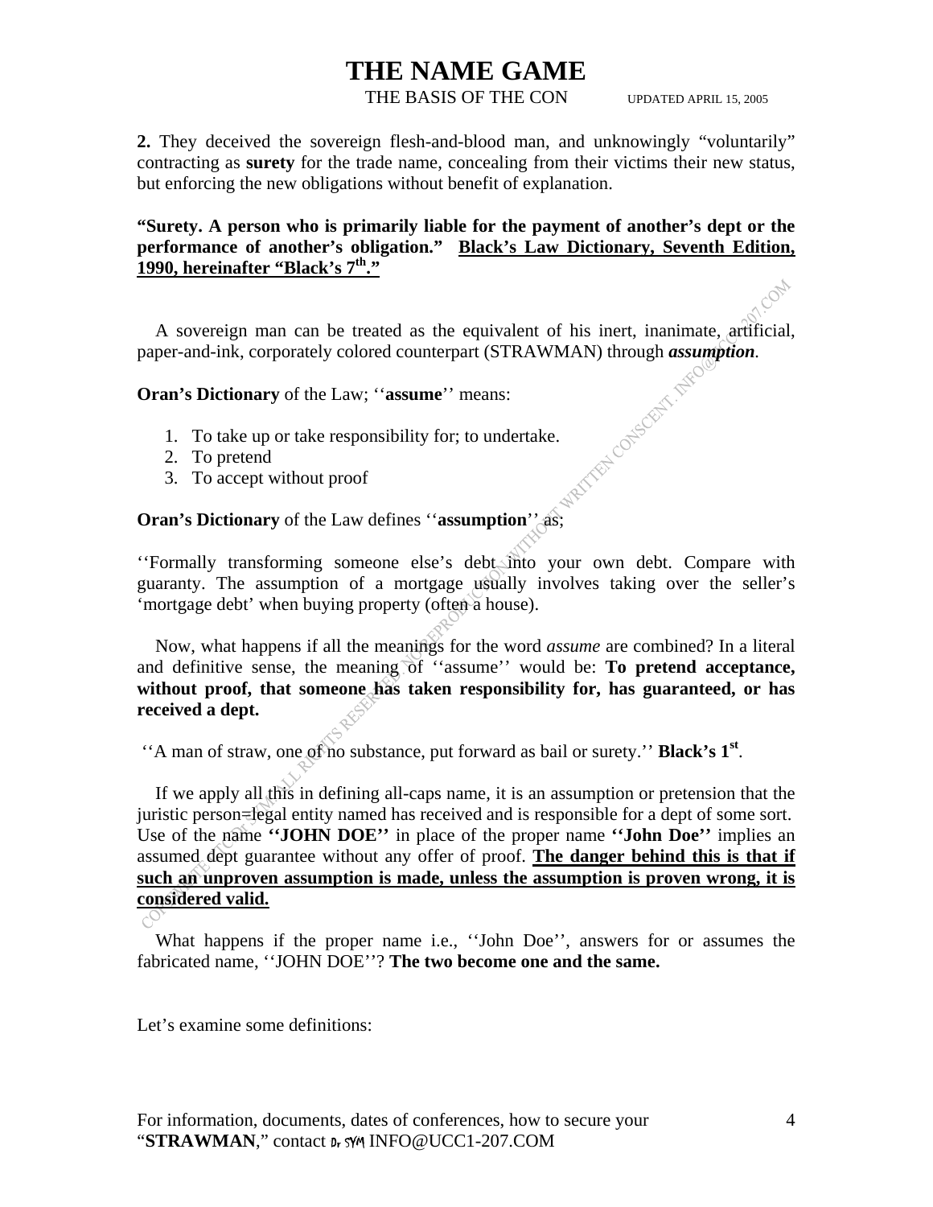**2.** They deceived the sovereign flesh-and-blood man, and unknowingly "voluntarily" contracting as **surety** for the trade name, concealing from their victims their new status, but enforcing the new obligations without benefit of explanation.

**"Surety. A person who is primarily liable for the payment of another's dept or the performance of another's obligation."** **Black's Law Dictionary, Seventh Edition, 1990, hereinafter "Black's 7th."**

A sovereign man can be treated as the equivalent of his inert, inanimate, artificial, paper-and-ink, corporately colored counterpart (STRAWMAN) through ***assumption***.

**Oran's Dictionary** of the Law; ''**assume**'' means:

1. To take up or take responsibility for; to undertake.
2. To pretend
3. To accept without proof

**Oran's Dictionary** of the Law defines ''**assumption**'' as;

''Formally transforming someone else's debt into your own debt. Compare with guaranty. The assumption of a mortgage usually involves taking over the seller's 'mortgage debt' when buying property (often a house).

Now, what happens if all the meanings for the word *assume* are combined? In a literal and definitive sense, the meaning of ''assume'' would be: **To pretend acceptance, without proof, that someone has taken responsibility for, has guaranteed, or has received a dept.**

''A man of straw, one of no substance, put forward as bail or surety.'' **Black's 1st**.

If we apply all this in defining all-caps name, it is an assumption or pretension that the juristic person=legal entity named has received and is responsible for a dept of some sort. Use of the name **''JOHN DOE''** in place of the proper name **''John Doe''** implies an assumed dept guarantee without any offer of proof. **The danger behind this is that if such an unproven assumption is made, unless the assumption is proven wrong, it is considered valid.**

What happens if the proper name i.e., ''John Doe'', answers for or assumes the fabricated name, ''JOHN DOE''? **The two become one and the same.**

Let's examine some definitions: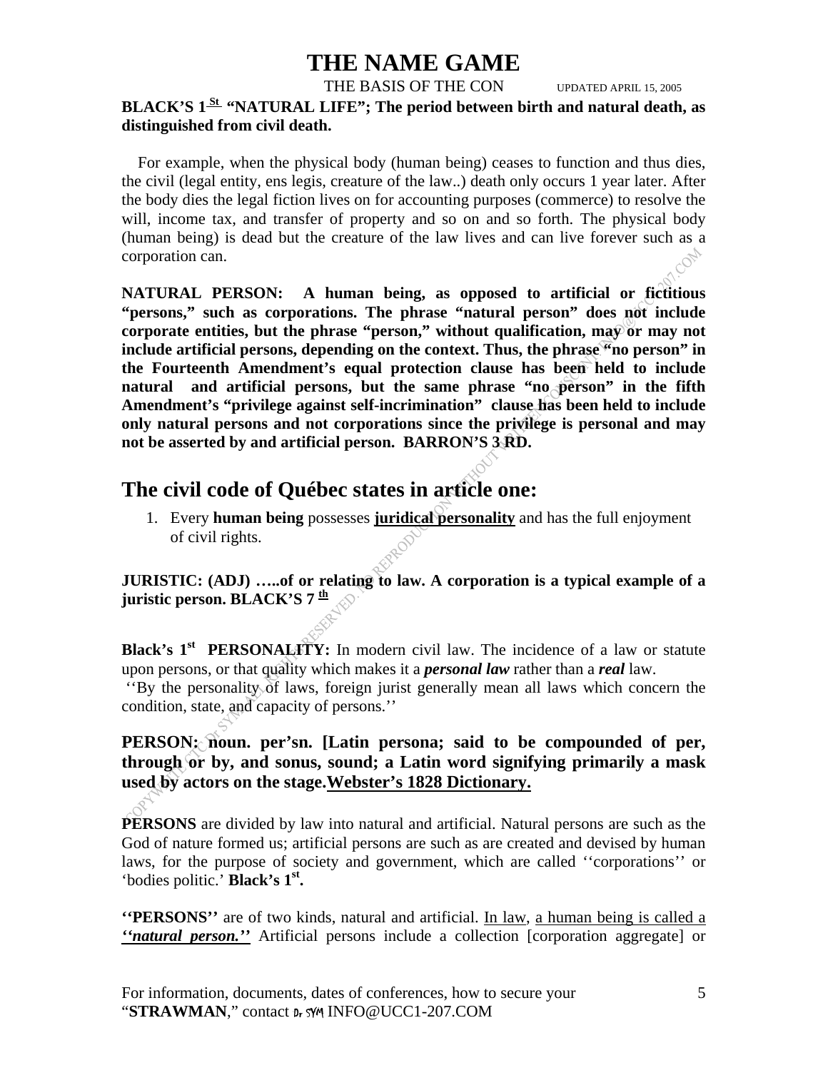# THE NAME GAME

THE BASIS OF THE CON UPDATED APRIL 15, 2005

**BLACK'S 1St "NATURAL LIFE"; The period between birth and natural death, as distinguished from civil death.**

For example, when the physical body (human being) ceases to function and thus dies, the civil (legal entity, ens legis, creature of the law..) death only occurs 1 year later. After the body dies the legal fiction lives on for accounting purposes (commerce) to resolve the will, income tax, and transfer of property and so on and so forth. The physical body (human being) is dead but the creature of the law lives and can live forever such as a corporation can.

**NATURAL PERSON: A human being, as opposed to artificial or fictitious "persons," such as corporations. The phrase "natural person" does not include corporate entities, but the phrase "person," without qualification, may or may not include artificial persons, depending on the context. Thus, the phrase "no person" in the Fourteenth Amendment's equal protection clause has been held to include natural and artificial persons, but the same phrase "no person" in the fifth Amendment's "privilege against self-incrimination" clause has been held to include only natural persons and not corporations since the privilege is personal and may not be asserted by and artificial person. BARRON'S 3 RD.**

## The civil code of Québec states in article one:

1. Every **human being** possesses <u>**juridical personality**</u> and has the full enjoyment of civil rights.

**JURISTIC: (ADJ) …..of or relating to law. A corporation is a typical example of a juristic person. BLACK'S 7 th**

**Black's 1st PERSONALITY:** In modern civil law. The incidence of a law or statute upon persons, or that quality which makes it a ***personal law*** rather than a ***real*** law.
''By the personality of laws, foreign jurist generally mean all laws which concern the condition, state, and capacity of persons.''

**PERSON: noun. per'sn. [Latin persona; said to be compounded of per, through or by, and sonus, sound; a Latin word signifying primarily a mask used by actors on the stage.<u>Webster's 1828 Dictionary</u>.**

**PERSONS** are divided by law into natural and artificial. Natural persons are such as the God of nature formed us; artificial persons are such as are created and devised by human laws, for the purpose of society and government, which are called ''corporations'' or 'bodies politic.' **Black's 1st.**

**''PERSONS''** are of two kinds, natural and artificial. <u>In law</u>, <u>a human being is called a</u> ***<u>''natural person.''</u>*** Artificial persons include a collection [corporation aggregate] or

For information, documents, dates of conferences, how to secure your "**STRAWMAN**," contact Dr SYM INFO@UCC1-207.COM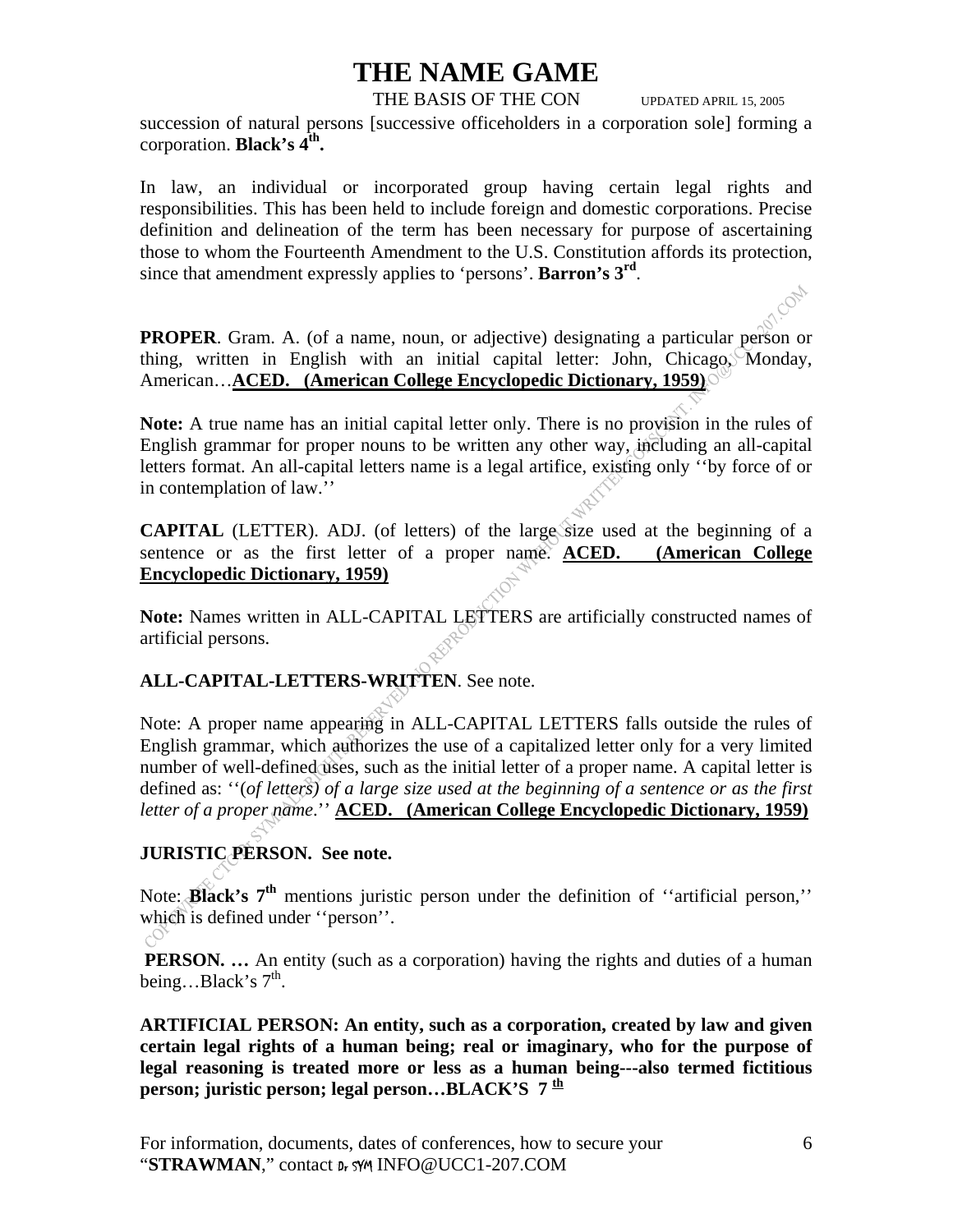succession of natural persons [successive officeholders in a corporation sole] forming a corporation. **Black's 4th.**

In law, an individual or incorporated group having certain legal rights and responsibilities. This has been held to include foreign and domestic corporations. Precise definition and delineation of the term has been necessary for purpose of ascertaining those to whom the Fourteenth Amendment to the U.S. Constitution affords its protection, since that amendment expressly applies to 'persons'. **Barron's 3rd**.

**PROPER**. Gram. A. (of a name, noun, or adjective) designating a particular person or thing, written in English with an initial capital letter: John, Chicago, Monday, American…**ACED. (American College Encyclopedic Dictionary, 1959)**

**Note:** A true name has an initial capital letter only. There is no provision in the rules of English grammar for proper nouns to be written any other way, including an all-capital letters format. An all-capital letters name is a legal artifice, existing only ''by force of or in contemplation of law.''

**CAPITAL** (LETTER). ADJ. (of letters) of the large size used at the beginning of a sentence or as the first letter of a proper name. **ACED. (American College Encyclopedic Dictionary, 1959)**

**Note:** Names written in ALL-CAPITAL LETTERS are artificially constructed names of artificial persons.

**ALL-CAPITAL-LETTERS-WRITTEN**. See note.

Note: A proper name appearing in ALL-CAPITAL LETTERS falls outside the rules of English grammar, which authorizes the use of a capitalized letter only for a very limited number of well-defined uses, such as the initial letter of a proper name. A capital letter is defined as: ''(*of letters) of a large size used at the beginning of a sentence or as the first letter of a proper name*.'' **ACED. (American College Encyclopedic Dictionary, 1959)**

**JURISTIC PERSON. See note.**

Note: **Black's 7th** mentions juristic person under the definition of ''artificial person,'' which is defined under ''person''.

**PERSON. …** An entity (such as a corporation) having the rights and duties of a human being…Black's 7th.

**ARTIFICIAL PERSON: An entity, such as a corporation, created by law and given certain legal rights of a human being; real or imaginary, who for the purpose of legal reasoning is treated more or less as a human being---also termed fictitious person; juristic person; legal person…BLACK'S 7 th**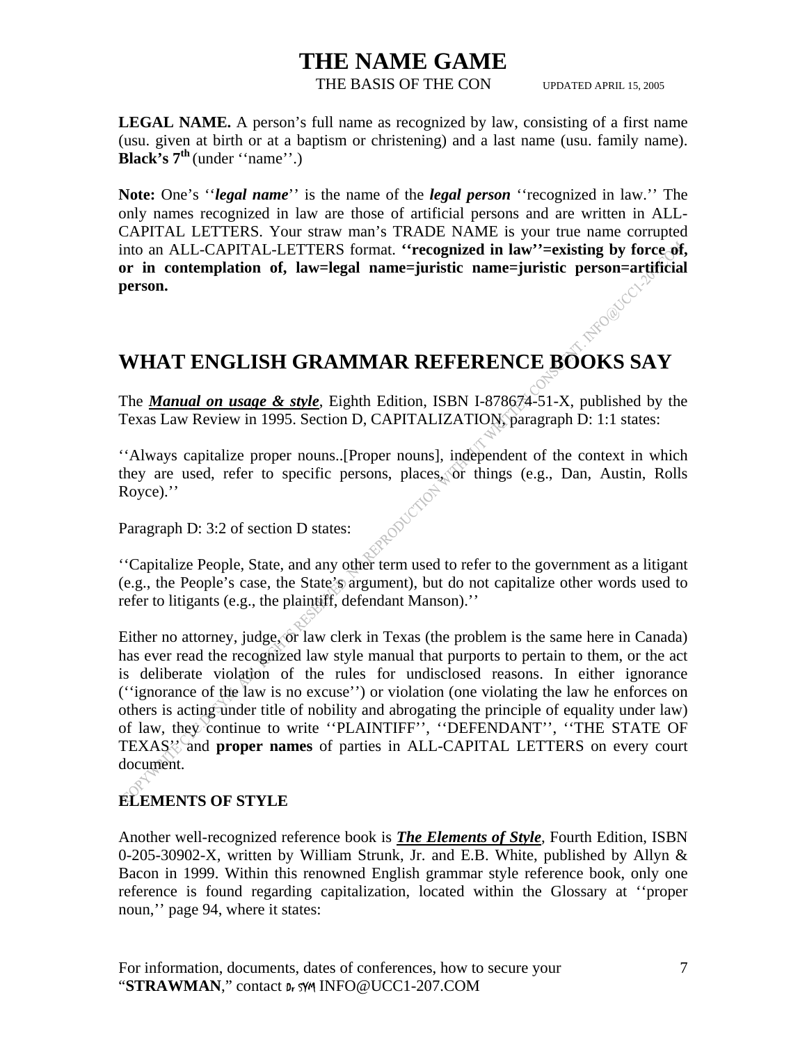# THE NAME GAME

THE BASIS OF THE CON UPDATED APRIL 15, 2005

**LEGAL NAME.** A person's full name as recognized by law, consisting of a first name (usu. given at birth or at a baptism or christening) and a last name (usu. family name). **Black's 7th** (under ''name''.)

**Note:** One's ''***legal name***'' is the name of the ***legal person*** ''recognized in law.'' The only names recognized in law are those of artificial persons and are written in ALL-CAPITAL LETTERS. Your straw man's TRADE NAME is your true name corrupted into an ALL-CAPITAL-LETTERS format. **''recognized in law''=existing by force of, or in contemplation of, law=legal name=juristic name=juristic person=artificial person.**

## WHAT ENGLISH GRAMMAR REFERENCE BOOKS SAY

The ***Manual on usage & style***, Eighth Edition, ISBN I-878674-51-X, published by the Texas Law Review in 1995. Section D, CAPITALIZATION, paragraph D: 1:1 states:

''Always capitalize proper nouns..[Proper nouns], independent of the context in which they are used, refer to specific persons, places, or things (e.g., Dan, Austin, Rolls Royce).''

Paragraph D: 3:2 of section D states:

''Capitalize People, State, and any other term used to refer to the government as a litigant (e.g., the People's case, the State's argument), but do not capitalize other words used to refer to litigants (e.g., the plaintiff, defendant Manson).''

Either no attorney, judge, or law clerk in Texas (the problem is the same here in Canada) has ever read the recognized law style manual that purports to pertain to them, or the act is deliberate violation of the rules for undisclosed reasons. In either ignorance (''ignorance of the law is no excuse'') or violation (one violating the law he enforces on others is acting under title of nobility and abrogating the principle of equality under law) of law, they continue to write ''PLAINTIFF'', ''DEFENDANT'', ''THE STATE OF TEXAS'' and **proper names** of parties in ALL-CAPITAL LETTERS on every court document.

### ELEMENTS OF STYLE

Another well-recognized reference book is ***The Elements of Style***, Fourth Edition, ISBN 0-205-30902-X, written by William Strunk, Jr. and E.B. White, published by Allyn & Bacon in 1999. Within this renowned English grammar style reference book, only one reference is found regarding capitalization, located within the Glossary at ''proper noun,'' page 94, where it states: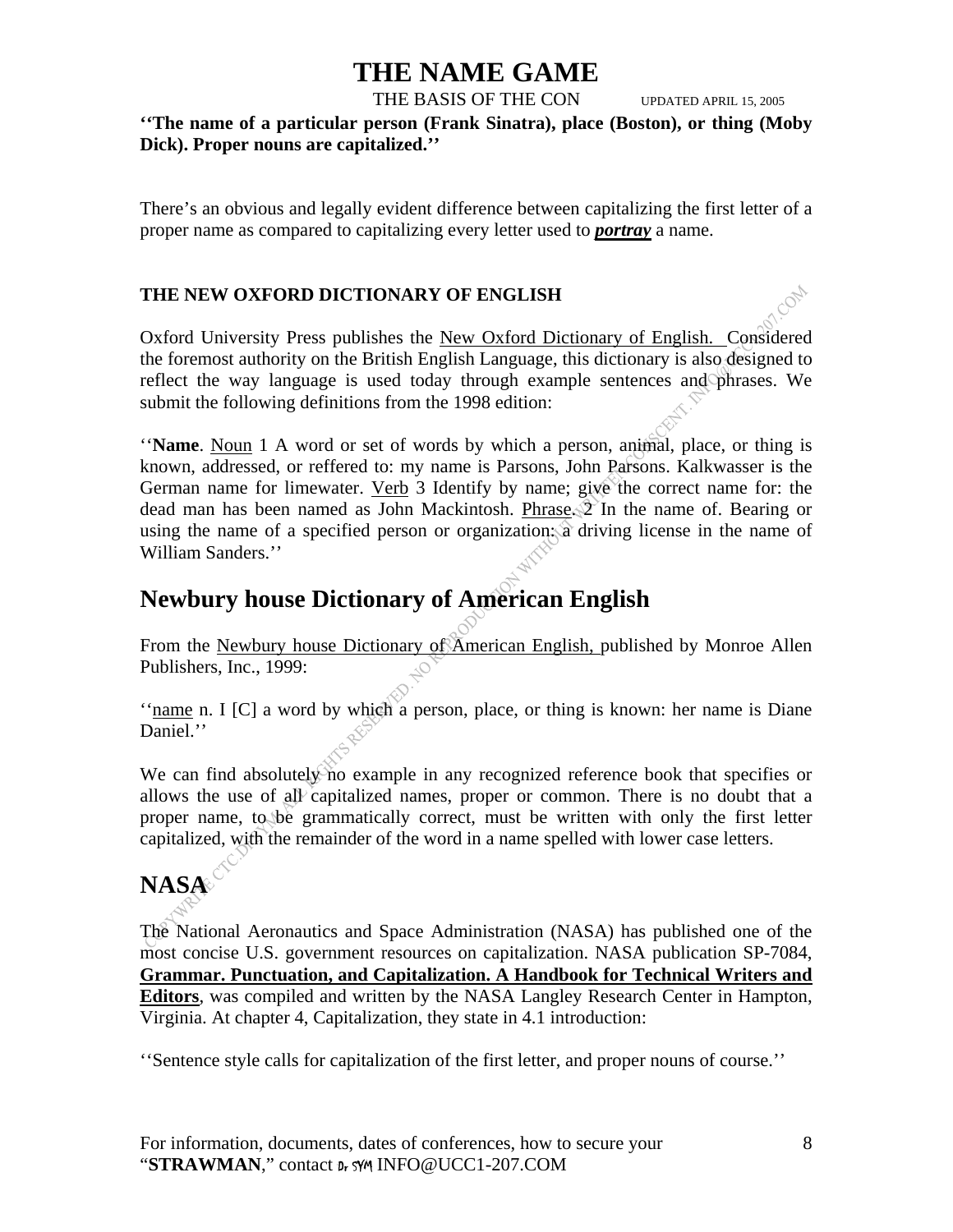# THE NAME GAME

THE BASIS OF THE CON UPDATED APRIL 15, 2005

**''The name of a particular person (Frank Sinatra), place (Boston), or thing (Moby Dick). Proper nouns are capitalized.''**

There's an obvious and legally evident difference between capitalizing the first letter of a proper name as compared to capitalizing every letter used to ***portray*** a name.

**THE NEW OXFORD DICTIONARY OF ENGLISH**

Oxford University Press publishes the New Oxford Dictionary of English. Considered the foremost authority on the British English Language, this dictionary is also designed to reflect the way language is used today through example sentences and phrases. We submit the following definitions from the 1998 edition:

''**Name**. Noun 1 A word or set of words by which a person, animal, place, or thing is known, addressed, or reffered to: my name is Parsons, John Parsons. Kalkwasser is the German name for limewater. Verb 3 Identify by name; give the correct name for: the dead man has been named as John Mackintosh. Phrase. 2 In the name of. Bearing or using the name of a specified person or organization: a driving license in the name of William Sanders.''

## Newbury house Dictionary of American English

From the Newbury house Dictionary of American English, published by Monroe Allen Publishers, Inc., 1999:

''name n. I [C] a word by which a person, place, or thing is known: her name is Diane Daniel.''

We can find absolutely no example in any recognized reference book that specifies or allows the use of all capitalized names, proper or common. There is no doubt that a proper name, to be grammatically correct, must be written with only the first letter capitalized, with the remainder of the word in a name spelled with lower case letters.

## NASA

The National Aeronautics and Space Administration (NASA) has published one of the most concise U.S. government resources on capitalization. NASA publication SP-7084, **Grammar. Punctuation, and Capitalization. A Handbook for Technical Writers and Editors**, was compiled and written by the NASA Langley Research Center in Hampton, Virginia. At chapter 4, Capitalization, they state in 4.1 introduction:

''Sentence style calls for capitalization of the first letter, and proper nouns of course.''

For information, documents, dates of conferences, how to secure your "**STRAWMAN**," contact Dr SYM INFO@UCC1-207.COM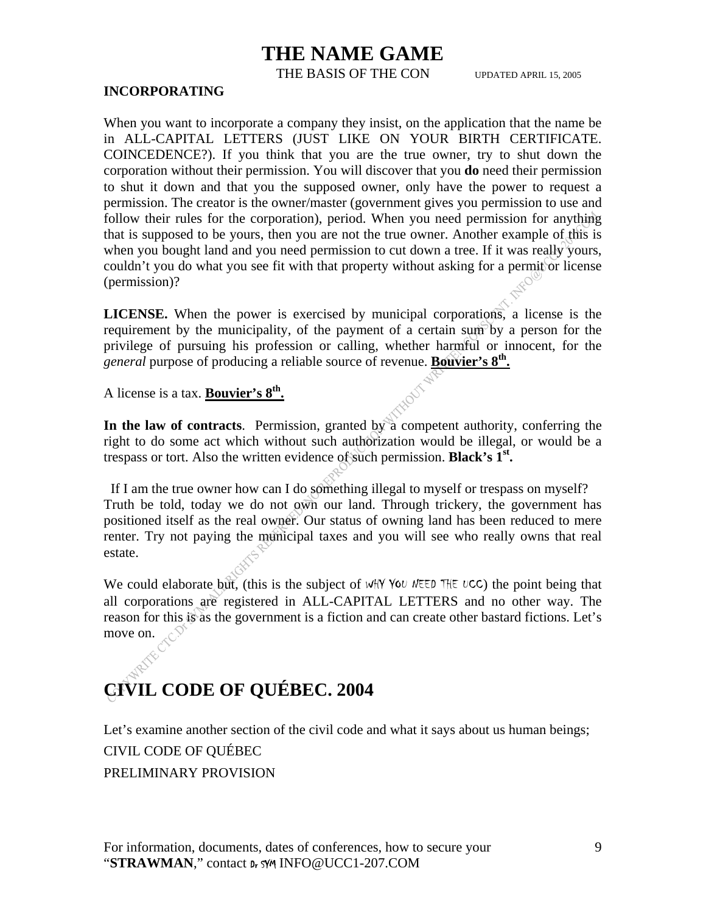# THE NAME GAME

THE BASIS OF THE CON UPDATED APRIL 15, 2005

**INCORPORATING**

When you want to incorporate a company they insist, on the application that the name be in ALL-CAPITAL LETTERS (JUST LIKE ON YOUR BIRTH CERTIFICATE. COINCEDENCE?). If you think that you are the true owner, try to shut down the corporation without their permission. You will discover that you **do** need their permission to shut it down and that you the supposed owner, only have the power to request a permission. The creator is the owner/master (government gives you permission to use and follow their rules for the corporation), period. When you need permission for anything that is supposed to be yours, then you are not the true owner. Another example of this is when you bought land and you need permission to cut down a tree. If it was really yours, couldn't you do what you see fit with that property without asking for a permit or license (permission)?

**LICENSE.** When the power is exercised by municipal corporations, a license is the requirement by the municipality, of the payment of a certain sum by a person for the privilege of pursuing his profession or calling, whether harmful or innocent, for the *general* purpose of producing a reliable source of revenue. **Bouvier's 8th.**

A license is a tax. **Bouvier's 8th.**

**In the law of contracts**. Permission, granted by a competent authority, conferring the right to do some act which without such authorization would be illegal, or would be a trespass or tort. Also the written evidence of such permission. **Black's 1st.**

If I am the true owner how can I do something illegal to myself or trespass on myself? Truth be told, today we do not own our land. Through trickery, the government has positioned itself as the real owner. Our status of owning land has been reduced to mere renter. Try not paying the municipal taxes and you will see who really owns that real estate.

We could elaborate but, (this is the subject of WHY YOU NEED THE UCC) the point being that all corporations are registered in ALL-CAPITAL LETTERS and no other way. The reason for this is as the government is a fiction and can create other bastard fictions. Let's move on.

## CIVIL CODE OF QUÉBEC. 2004

Let's examine another section of the civil code and what it says about us human beings;

CIVIL CODE OF QUÉBEC

PRELIMINARY PROVISION

For information, documents, dates of conferences, how to secure your "**STRAWMAN**," contact Dr SYM INFO@UCC1-207.COM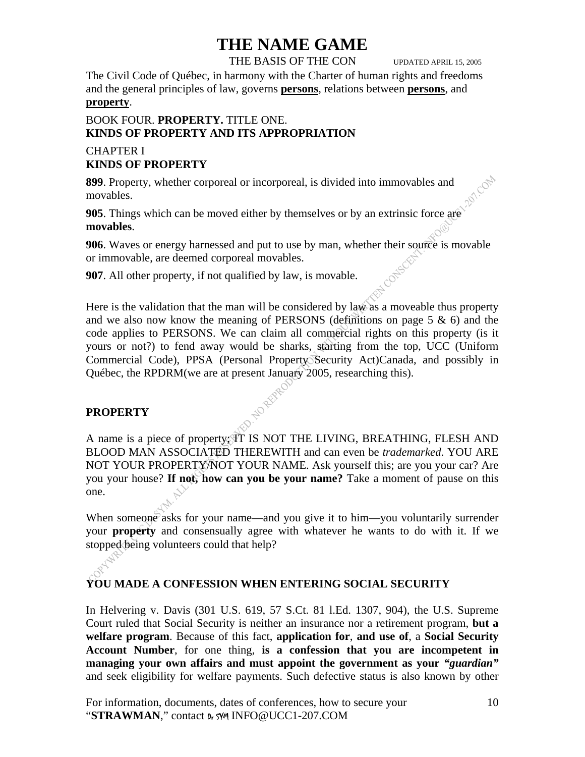# THE NAME GAME

THE BASIS OF THE CON UPDATED APRIL 15, 2005

The Civil Code of Québec, in harmony with the Charter of human rights and freedoms and the general principles of law, governs **persons**, relations between **persons**, and **property**.

BOOK FOUR. **PROPERTY.** TITLE ONE.
**KINDS OF PROPERTY AND ITS APPROPRIATION**

CHAPTER I
**KINDS OF PROPERTY**

**899**. Property, whether corporeal or incorporeal, is divided into immovables and movables.

**905**. Things which can be moved either by themselves or by an extrinsic force are **movables**.

**906**. Waves or energy harnessed and put to use by man, whether their source is movable or immovable, are deemed corporeal movables.

**907**. All other property, if not qualified by law, is movable.

Here is the validation that the man will be considered by law as a moveable thus property and we also now know the meaning of PERSONS (definitions on page 5 & 6) and the code applies to PERSONS. We can claim all commercial rights on this property (is it yours or not?) to fend away would be sharks, starting from the top, UCC (Uniform Commercial Code), PPSA (Personal Property Security Act)Canada, and possibly in Québec, the RPDRM(we are at present January 2005, researching this).

**PROPERTY**

A name is a piece of property; IT IS NOT THE LIVING, BREATHING, FLESH AND BLOOD MAN ASSOCIATED THEREWITH and can even be *trademarked*. YOU ARE NOT YOUR PROPERTY/NOT YOUR NAME. Ask yourself this; are you your car? Are you your house? **If not, how can you be your name?** Take a moment of pause on this one.

When someone asks for your name—and you give it to him—you voluntarily surrender your **property** and consensually agree with whatever he wants to do with it. If we stopped being volunteers could that help?

**YOU MADE A CONFESSION WHEN ENTERING SOCIAL SECURITY**

In Helvering v. Davis (301 U.S. 619, 57 S.Ct. 81 l.Ed. 1307, 904), the U.S. Supreme Court ruled that Social Security is neither an insurance nor a retirement program, **but a welfare program**. Because of this fact, **application for**, **and use of**, a **Social Security Account Number**, for one thing, **is a confession that you are incompetent in managing your own affairs and must appoint the government as your *"guardian"*** and seek eligibility for welfare payments. Such defective status is also known by other

For information, documents, dates of conferences, how to secure your "**STRAWMAN**," contact Dr SYM INFO@UCC1-207.COM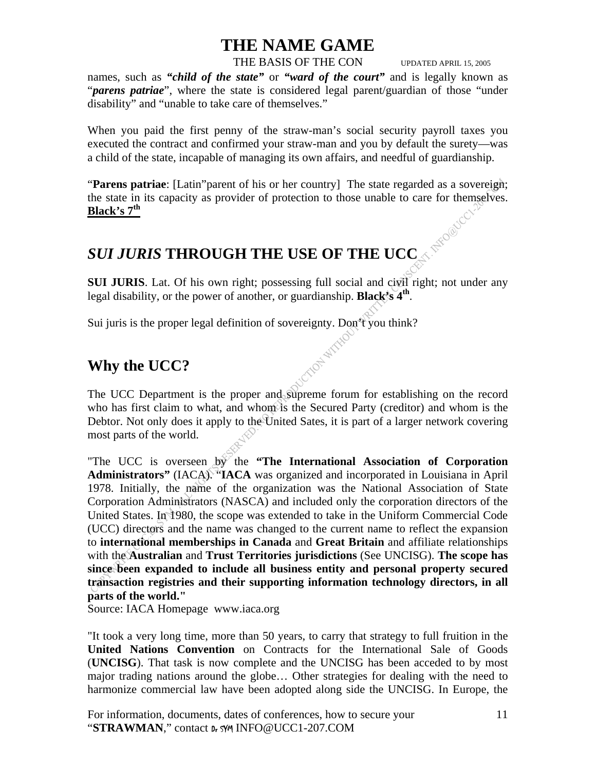names, such as ***"child of the state"*** or ***"ward of the court"*** and is legally known as "***parens patriae***", where the state is considered legal parent/guardian of those "under disability" and "unable to take care of themselves."

When you paid the first penny of the straw-man's social security payroll taxes you executed the contract and confirmed your straw-man and you by default the surety—was a child of the state, incapable of managing its own affairs, and needful of guardianship.

"**Parens patriae**: [Latin"parent of his or her country] The state regarded as a sovereign; the state in its capacity as provider of protection to those unable to care for themselves. **Black's 7th**

## *SUI JURIS* THROUGH THE USE OF THE UCC

**SUI JURIS**. Lat. Of his own right; possessing full social and civil right; not under any legal disability, or the power of another, or guardianship. **Black's 4th**.

Sui juris is the proper legal definition of sovereignty. Don't you think?

## Why the UCC?

The UCC Department is the proper and supreme forum for establishing on the record who has first claim to what, and whom is the Secured Party (creditor) and whom is the Debtor. Not only does it apply to the United Sates, it is part of a larger network covering most parts of the world.

"The UCC is overseen by the **"The International Association of Corporation Administrators"** (IACA). "**IACA** was organized and incorporated in Louisiana in April 1978. Initially, the name of the organization was the National Association of State Corporation Administrators (NASCA) and included only the corporation directors of the United States. In 1980, the scope was extended to take in the Uniform Commercial Code (UCC) directors and the name was changed to the current name to reflect the expansion to **international memberships in Canada** and **Great Britain** and affiliate relationships with the **Australian** and **Trust Territories jurisdictions** (See UNCISG). **The scope has since been expanded to include all business entity and personal property secured transaction registries and their supporting information technology directors, in all parts of the world."**
Source: IACA Homepage www.iaca.org

"It took a very long time, more than 50 years, to carry that strategy to full fruition in the **United Nations Convention** on Contracts for the International Sale of Goods (**UNCISG**). That task is now complete and the UNCISG has been acceded to by most major trading nations around the globe… Other strategies for dealing with the need to harmonize commercial law have been adopted along side the UNCISG. In Europe, the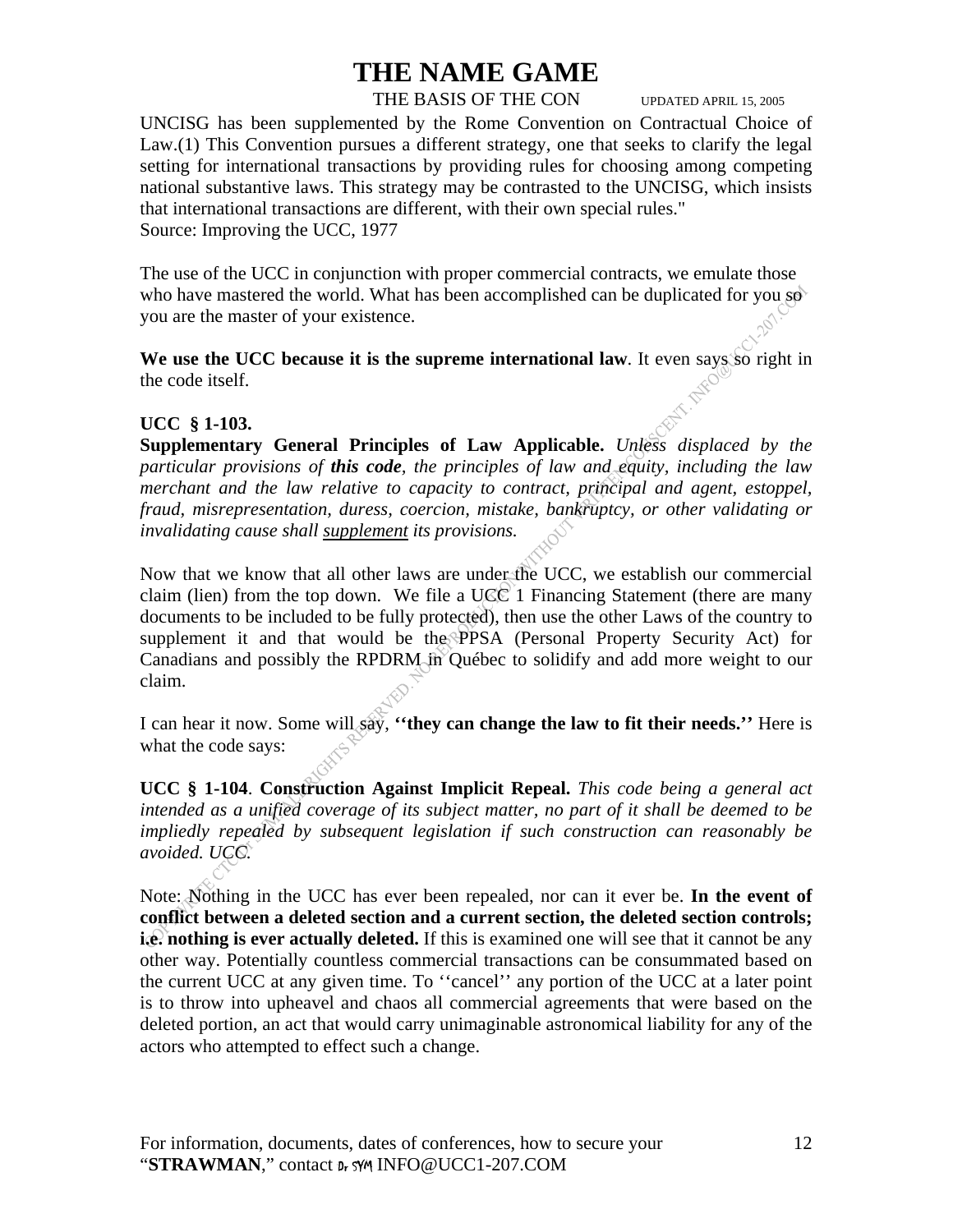UNCISG has been supplemented by the Rome Convention on Contractual Choice of Law.(1) This Convention pursues a different strategy, one that seeks to clarify the legal setting for international transactions by providing rules for choosing among competing national substantive laws. This strategy may be contrasted to the UNCISG, which insists that international transactions are different, with their own special rules."
Source: Improving the UCC, 1977

The use of the UCC in conjunction with proper commercial contracts, we emulate those who have mastered the world. What has been accomplished can be duplicated for you so you are the master of your existence.

**We use the UCC because it is the supreme international law**. It even says so right in the code itself.

**UCC § 1-103.**
**Supplementary General Principles of Law Applicable.** *Unless displaced by the particular provisions of **this code**, the principles of law and equity, including the law merchant and the law relative to capacity to contract, principal and agent, estoppel, fraud, misrepresentation, duress, coercion, mistake, bankruptcy, or other validating or invalidating cause shall <u>supplement</u> its provisions.*

Now that we know that all other laws are under the UCC, we establish our commercial claim (lien) from the top down. We file a UCC 1 Financing Statement (there are many documents to be included to be fully protected), then use the other Laws of the country to supplement it and that would be the PPSA (Personal Property Security Act) for Canadians and possibly the RPDRM in Québec to solidify and add more weight to our claim.

I can hear it now. Some will say, **''they can change the law to fit their needs.''** Here is what the code says:

**UCC § 1-104**. **Construction Against Implicit Repeal.** *This code being a general act intended as a unified coverage of its subject matter, no part of it shall be deemed to be impliedly repealed by subsequent legislation if such construction can reasonably be avoided. UCC.*

Note: Nothing in the UCC has ever been repealed, nor can it ever be. **In the event of conflict between a deleted section and a current section, the deleted section controls; i.e. nothing is ever actually deleted.** If this is examined one will see that it cannot be any other way. Potentially countless commercial transactions can be consummated based on the current UCC at any given time. To ''cancel'' any portion of the UCC at a later point is to throw into upheavel and chaos all commercial agreements that were based on the deleted portion, an act that would carry unimaginable astronomical liability for any of the actors who attempted to effect such a change.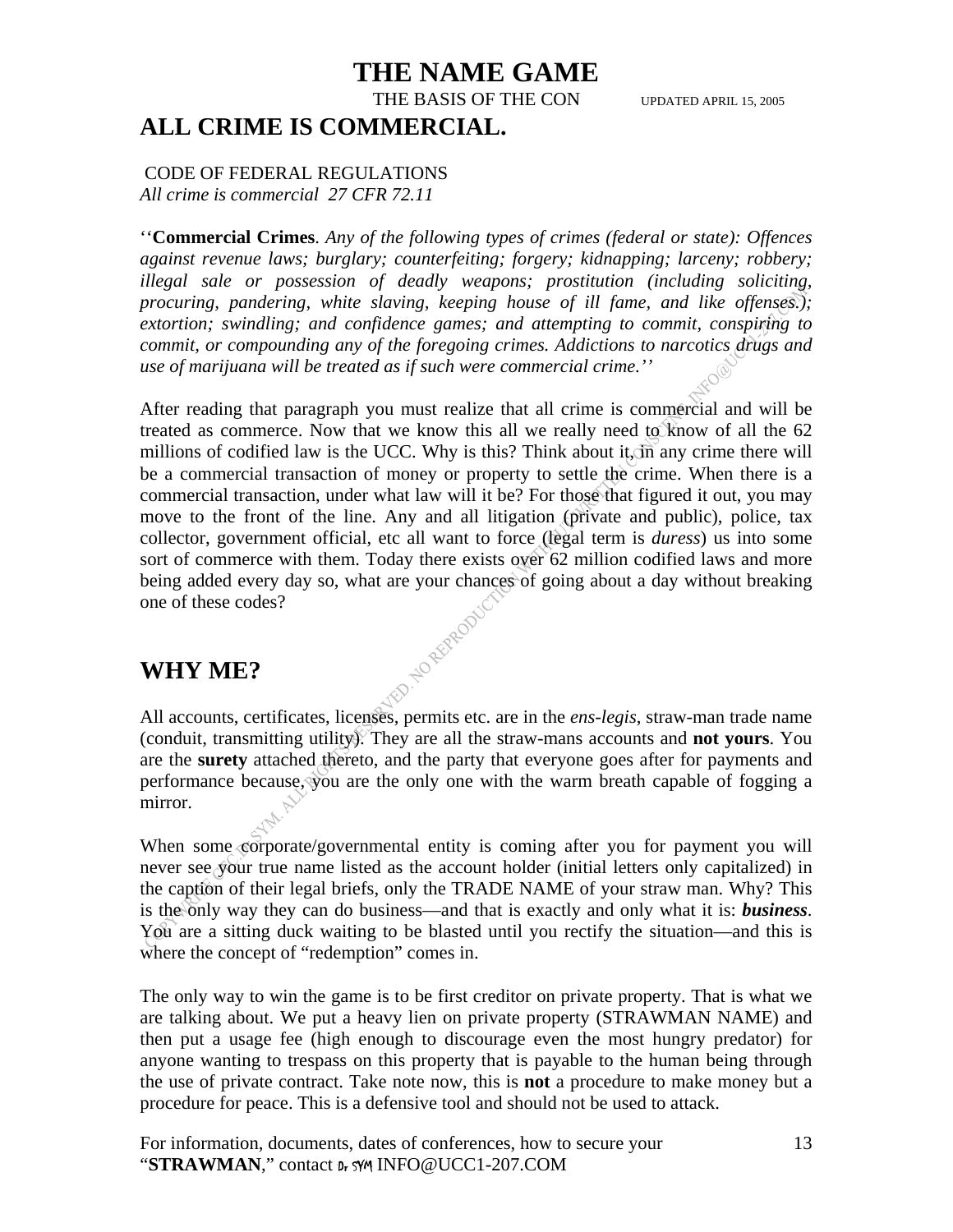# THE NAME GAME

THE BASIS OF THE CON UPDATED APRIL 15, 2005

## ALL CRIME IS COMMERCIAL.

CODE OF FEDERAL REGULATIONS
*All crime is commercial 27 CFR 72.11*

''**Commercial Crimes**. *Any of the following types of crimes (federal or state): Offences against revenue laws; burglary; counterfeiting; forgery; kidnapping; larceny; robbery; illegal sale or possession of deadly weapons; prostitution (including soliciting, procuring, pandering, white slaving, keeping house of ill fame, and like offenses.); extortion; swindling; and confidence games; and attempting to commit, conspiring to commit, or compounding any of the foregoing crimes. Addictions to narcotics drugs and use of marijuana will be treated as if such were commercial crime.*''

After reading that paragraph you must realize that all crime is commercial and will be treated as commerce. Now that we know this all we really need to know of all the 62 millions of codified law is the UCC. Why is this? Think about it, in any crime there will be a commercial transaction of money or property to settle the crime. When there is a commercial transaction, under what law will it be? For those that figured it out, you may move to the front of the line. Any and all litigation (private and public), police, tax collector, government official, etc all want to force (legal term is *duress*) us into some sort of commerce with them. Today there exists over 62 million codified laws and more being added every day so, what are your chances of going about a day without breaking one of these codes?

## WHY ME?

All accounts, certificates, licenses, permits etc. are in the *ens-legis*, straw-man trade name (conduit, transmitting utility). They are all the straw-mans accounts and **not yours**. You are the **surety** attached thereto, and the party that everyone goes after for payments and performance because, you are the only one with the warm breath capable of fogging a mirror.

When some corporate/governmental entity is coming after you for payment you will never see your true name listed as the account holder (initial letters only capitalized) in the caption of their legal briefs, only the TRADE NAME of your straw man. Why? This is the only way they can do business—and that is exactly and only what it is: ***business***. You are a sitting duck waiting to be blasted until you rectify the situation—and this is where the concept of "redemption" comes in.

The only way to win the game is to be first creditor on private property. That is what we are talking about. We put a heavy lien on private property (STRAWMAN NAME) and then put a usage fee (high enough to discourage even the most hungry predator) for anyone wanting to trespass on this property that is payable to the human being through the use of private contract. Take note now, this is **not** a procedure to make money but a procedure for peace. This is a defensive tool and should not be used to attack.

For information, documents, dates of conferences, how to secure your "**STRAWMAN**," contact Dr SYM INFO@UCC1-207.COM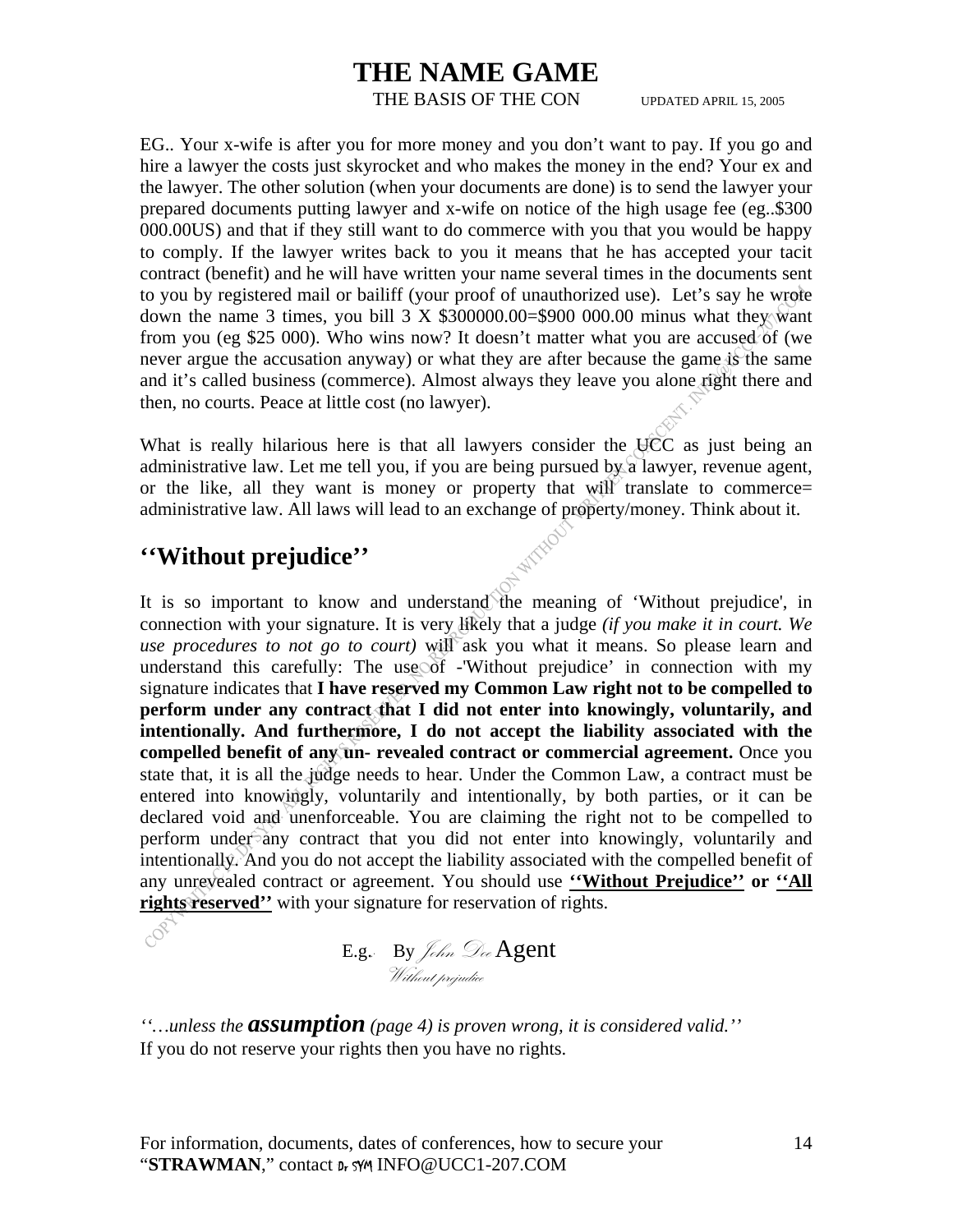# THE NAME GAME

THE BASIS OF THE CON UPDATED APRIL 15, 2005

EG.. Your x-wife is after you for more money and you don't want to pay. If you go and hire a lawyer the costs just skyrocket and who makes the money in the end? Your ex and the lawyer. The other solution (when your documents are done) is to send the lawyer your prepared documents putting lawyer and x-wife on notice of the high usage fee (eg..$300 000.00US) and that if they still want to do commerce with you that you would be happy to comply. If the lawyer writes back to you it means that he has accepted your tacit contract (benefit) and he will have written your name several times in the documents sent to you by registered mail or bailiff (your proof of unauthorized use). Let's say he wrote down the name 3 times, you bill 3 X $300000.00=$900 000.00 minus what they want from you (eg $25 000). Who wins now? It doesn't matter what you are accused of (we never argue the accusation anyway) or what they are after because the game is the same and it's called business (commerce). Almost always they leave you alone right there and then, no courts. Peace at little cost (no lawyer).

What is really hilarious here is that all lawyers consider the UCC as just being an administrative law. Let me tell you, if you are being pursued by a lawyer, revenue agent, or the like, all they want is money or property that will translate to commerce= administrative law. All laws will lead to an exchange of property/money. Think about it.

## ''Without prejudice''

It is so important to know and understand the meaning of 'Without prejudice', in connection with your signature. It is very likely that a judge *(if you make it in court. We use procedures to not go to court)* will ask you what it means. So please learn and understand this carefully: The use of -'Without prejudice' in connection with my signature indicates that **I have reserved my Common Law right not to be compelled to perform under any contract that I did not enter into knowingly, voluntarily, and intentionally. And furthermore, I do not accept the liability associated with the compelled benefit of any un- revealed contract or commercial agreement.** Once you state that, it is all the judge needs to hear. Under the Common Law, a contract must be entered into knowingly, voluntarily and intentionally, by both parties, or it can be declared void and unenforceable. You are claiming the right not to be compelled to perform under any contract that you did not enter into knowingly, voluntarily and intentionally. And you do not accept the liability associated with the compelled benefit of any unrevealed contract or agreement. You should use **<u>''Without Prejudice''</u> or <u>''All rights reserved''</u>** with your signature for reservation of rights.

E.g.. By *John Doe* Agent
*Without prejudice*

*''…unless the **assumption** (page 4) is proven wrong, it is considered valid.''*
If you do not reserve your rights then you have no rights.

For information, documents, dates of conferences, how to secure your "**STRAWMAN**," contact Dr SYM INFO@UCC1-207.COM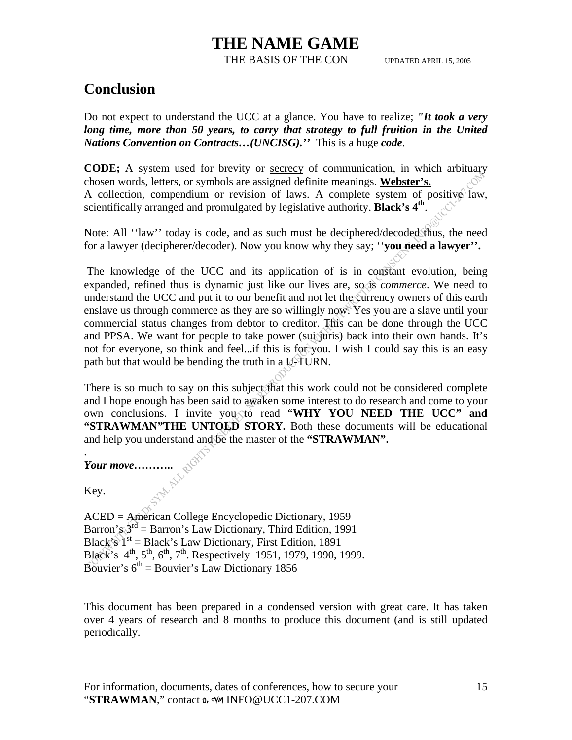# THE NAME GAME

THE BASIS OF THE CON UPDATED APRIL 15, 2005

## Conclusion

Do not expect to understand the UCC at a glance. You have to realize; ***"It took a very long time, more than 50 years, to carry that strategy to full fruition in the United Nations Convention on Contracts…(UNCISG).''*** This is a huge ***code***.

**CODE;** A system used for brevity or secrecy of communication, in which arbituary chosen words, letters, or symbols are assigned definite meanings. **Webster's.**
A collection, compendium or revision of laws. A complete system of positive law, scientifically arranged and promulgated by legislative authority. **Black's 4th**.

Note: All ''law'' today is code, and as such must be deciphered/decoded thus, the need for a lawyer (decipherer/decoder). Now you know why they say; ''**you need a lawyer''.**

The knowledge of the UCC and its application of is in constant evolution, being expanded, refined thus is dynamic just like our lives are, so is *commerce*. We need to understand the UCC and put it to our benefit and not let the currency owners of this earth enslave us through commerce as they are so willingly now. Yes you are a slave until your commercial status changes from debtor to creditor. This can be done through the UCC and PPSA. We want for people to take power (sui juris) back into their own hands. It's not for everyone, so think and feel...if this is for you. I wish I could say this is an easy path but that would be bending the truth in a U-TURN.

There is so much to say on this subject that this work could not be considered complete and I hope enough has been said to awaken some interest to do research and come to your own conclusions. I invite you to read "**WHY YOU NEED THE UCC" and "STRAWMAN"THE UNTOLD STORY.** Both these documents will be educational and help you understand and be the master of the **"STRAWMAN".**

.

***Your move………..***

Key.

ACED = American College Encyclopedic Dictionary, 1959
Barron's 3rd = Barron's Law Dictionary, Third Edition, 1991
Black's 1st = Black's Law Dictionary, First Edition, 1891
Black's 4th, 5th, 6th, 7th. Respectively 1951, 1979, 1990, 1999.
Bouvier's 6th = Bouvier's Law Dictionary 1856

This document has been prepared in a condensed version with great care. It has taken over 4 years of research and 8 months to produce this document (and is still updated periodically.

For information, documents, dates of conferences, how to secure your "**STRAWMAN**," contact Dr SYM INFO@UCC1-207.COM